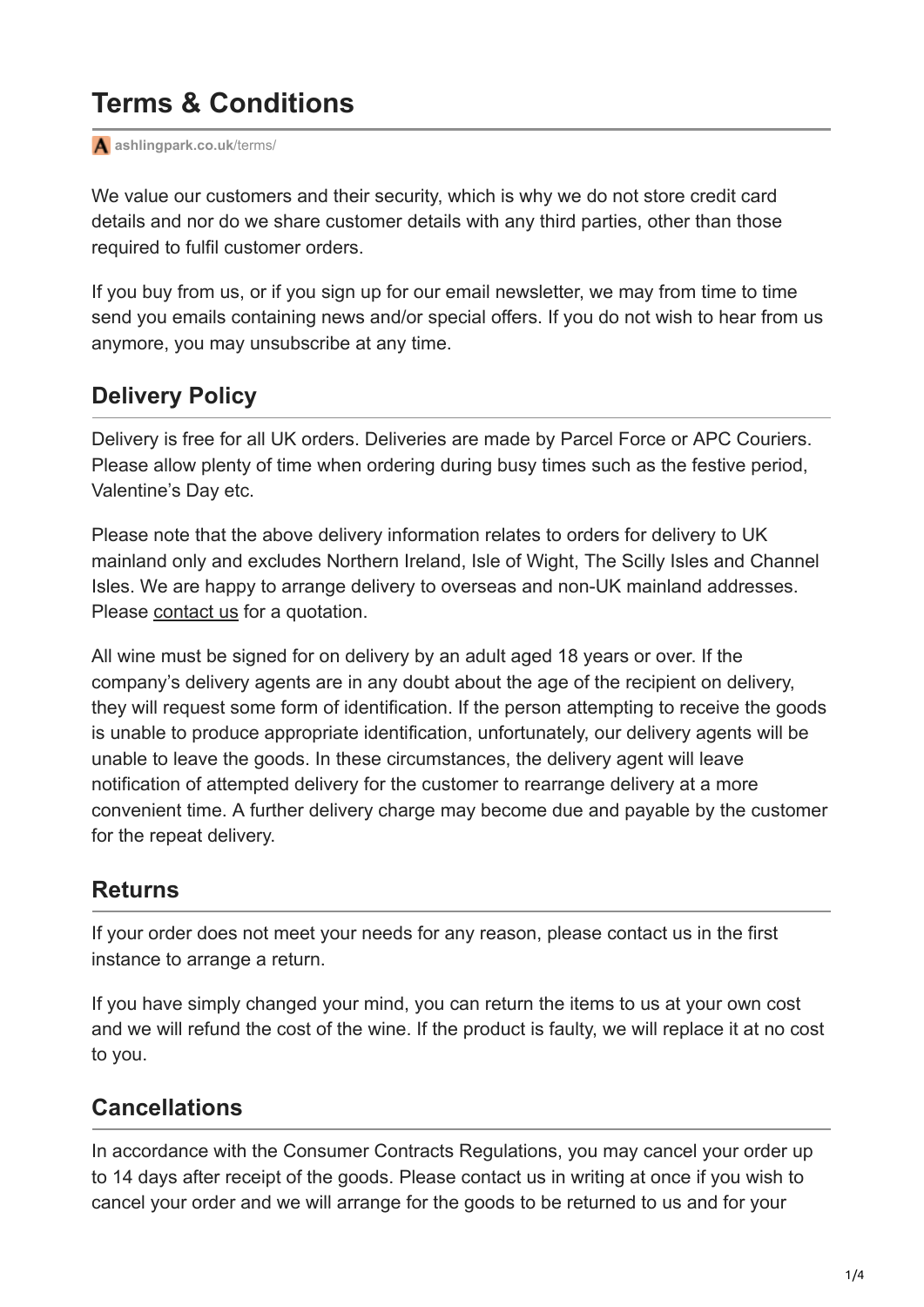# Terms & Conditions

ashlingpark.co.uk/terms/

We value our customers and their security, which is why we do not store credit card details and nor do we share customer details with any third parties, other than those required to fulfil customer orders.

If you buy from us, or if you sign up for our email newsletter, we may from time to time send you emails containing news and/or special offers. If you do not wish to hear from us anymore, you may unsubscribe at any time.

## Delivery Policy

Delivery is free for all UK orders. Deliveries are made by Parcel Force or APC Couriers. Please allow plenty of time when ordering during busy times such as the festive period, Valentine's Day etc.

Please note that the above delivery information relates to orders for delivery to UK mainland only and excludes Northern Ireland, Isle of Wight, The Scilly Isles and Channel Isles. We are happy to arrange delivery to overseas and non-UK mainland addresses. Please contact us for a quotation.

All wine must be signed for on delivery by an adult aged 18 years or over. If the company's delivery agents are in any doubt about the age of the recipient on delivery, they will request some form of identification. If the person attempting to receive the goods is unable to produce appropriate identification, unfortunately, our delivery agents will be unable to leave the goods. In these circumstances, the delivery agent will leave notification of attempted delivery for the customer to rearrange delivery at a more convenient time. A further delivery charge may become due and payable by the customer for the repeat delivery.

## Returns

If your order does not meet your needs for any reason, please contact us in the first instance to arrange a return.

If you have simply changed your mind, you can return the items to us at your own cost and we will refund the cost of the wine. If the product is faulty, we will replace it at no cost to you.

## Cancellations

In accordance with the Consumer Contracts Regulations, you may cancel your order up to 14 days after receipt of the goods. Please contact us in writing at once if you wish to cancel your order and we will arrange for the goods to be returned to us and for your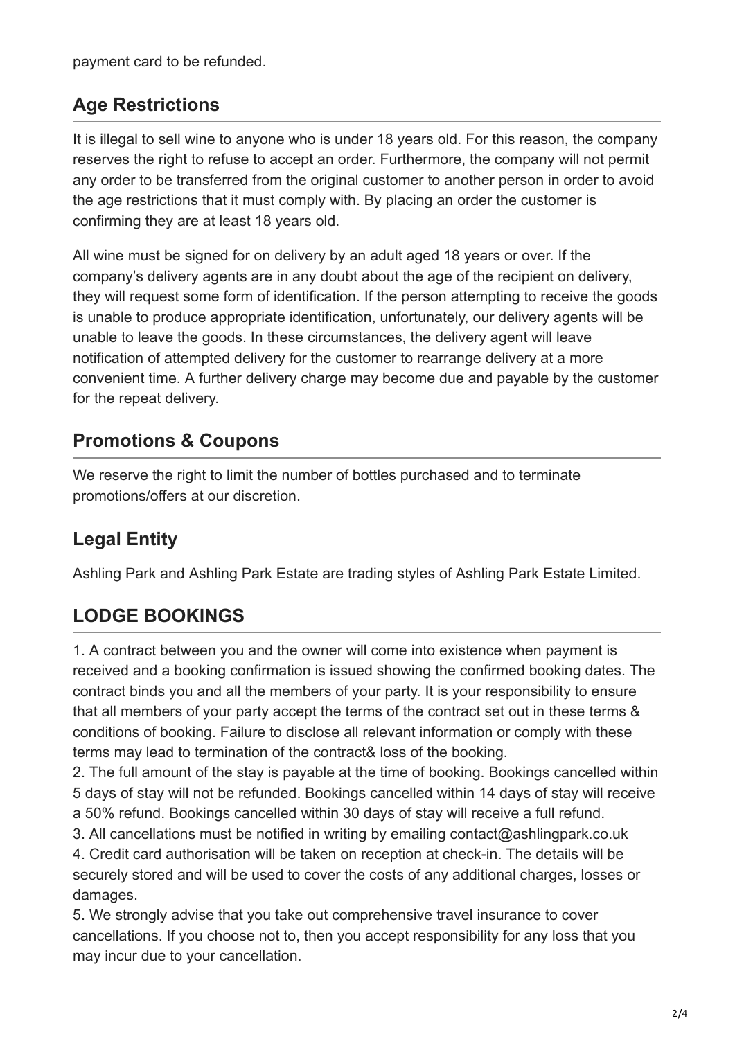payment card to be refunded.

## Age Restrictions

It is illegal to sell wine to anyone who is under 18 years old. For this reason, the company reserves the right to refuse to accept an order. Furthermore, the company will not permit any order to be transferred from the original customer to another person in order to avoid the age restrictions that it must comply with. By placing an order the customer is confirming they are at least 18 years old.

All wine must be signed for on delivery by an adult aged 18 years or over. If the company's delivery agents are in any doubt about the age of the recipient on delivery, they will request some form of identification. If the person attempting to receive the goods is unable to produce appropriate identification, unfortunately, our delivery agents will be unable to leave the goods. In these circumstances, the delivery agent will leave notification of attempted delivery for the customer to rearrange delivery at a more convenient time. A further delivery charge may become due and payable by the customer for the repeat delivery.

## Promotions & Coupons

We reserve the right to limit the number of bottles purchased and to terminate promotions/offers at our discretion.

## Legal Entity

Ashling Park and Ashling Park Estate are trading styles of Ashling Park Estate Limited.

## LODGE BOOKINGS

1. A contract between you and the owner will come into existence when payment is received and a booking confirmation is issued showing the confirmed booking dates. The contract binds you and all the members of your party. It is your responsibility to ensure that all members of your party accept the terms of the contract set out in these terms & conditions of booking. Failure to disclose all relevant information or comply with these terms may lead to termination of the contract& loss of the booking.
2. The full amount of the stay is payable at the time of booking. Bookings cancelled within 5 days of stay will not be refunded. Bookings cancelled within 14 days of stay will receive a 50% refund. Bookings cancelled within 30 days of stay will receive a full refund.
3. All cancellations must be notified in writing by emailing contact@ashlingpark.co.uk
4. Credit card authorisation will be taken on reception at check-in. The details will be securely stored and will be used to cover the costs of any additional charges, losses or damages.
5. We strongly advise that you take out comprehensive travel insurance to cover cancellations. If you choose not to, then you accept responsibility for any loss that you may incur due to your cancellation.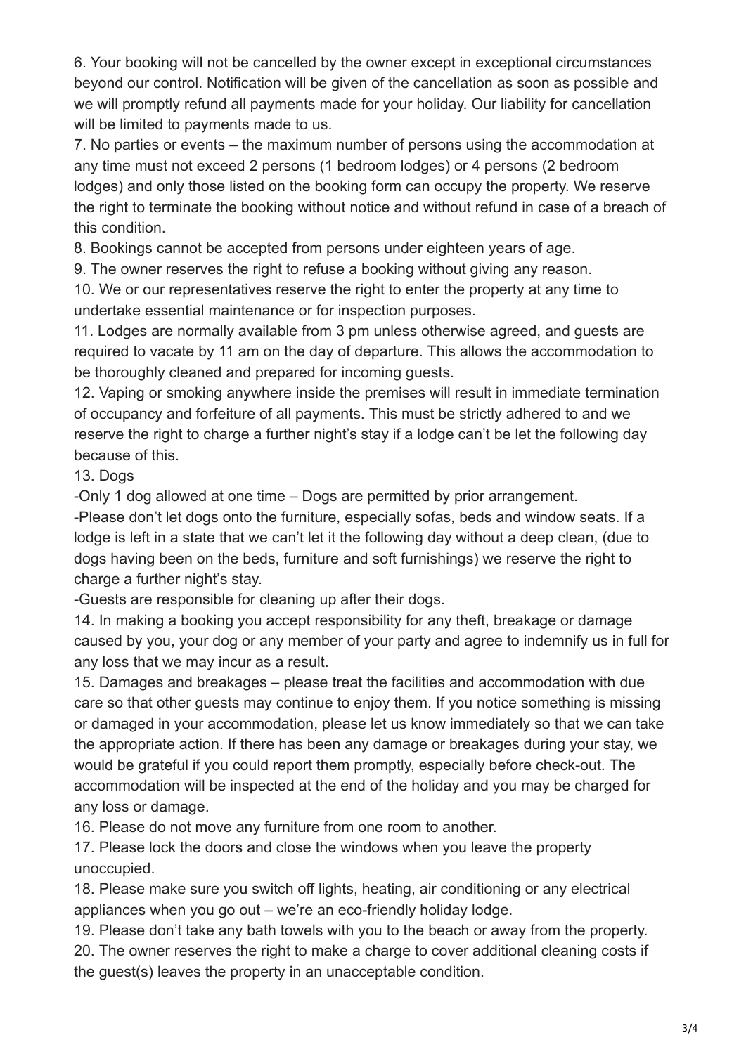6. Your booking will not be cancelled by the owner except in exceptional circumstances beyond our control. Notification will be given of the cancellation as soon as possible and we will promptly refund all payments made for your holiday. Our liability for cancellation will be limited to payments made to us.

7. No parties or events – the maximum number of persons using the accommodation at any time must not exceed 2 persons (1 bedroom lodges) or 4 persons (2 bedroom lodges) and only those listed on the booking form can occupy the property. We reserve the right to terminate the booking without notice and without refund in case of a breach of this condition.

8. Bookings cannot be accepted from persons under eighteen years of age.

9. The owner reserves the right to refuse a booking without giving any reason.

10. We or our representatives reserve the right to enter the property at any time to undertake essential maintenance or for inspection purposes.

11. Lodges are normally available from 3 pm unless otherwise agreed, and guests are required to vacate by 11 am on the day of departure. This allows the accommodation to be thoroughly cleaned and prepared for incoming guests.

12. Vaping or smoking anywhere inside the premises will result in immediate termination of occupancy and forfeiture of all payments. This must be strictly adhered to and we reserve the right to charge a further night's stay if a lodge can't be let the following day because of this.

13. Dogs

-Only 1 dog allowed at one time – Dogs are permitted by prior arrangement.

-Please don't let dogs onto the furniture, especially sofas, beds and window seats. If a lodge is left in a state that we can't let it the following day without a deep clean, (due to dogs having been on the beds, furniture and soft furnishings) we reserve the right to charge a further night's stay.

-Guests are responsible for cleaning up after their dogs.

14. In making a booking you accept responsibility for any theft, breakage or damage caused by you, your dog or any member of your party and agree to indemnify us in full for any loss that we may incur as a result.

15. Damages and breakages – please treat the facilities and accommodation with due care so that other guests may continue to enjoy them. If you notice something is missing or damaged in your accommodation, please let us know immediately so that we can take the appropriate action. If there has been any damage or breakages during your stay, we would be grateful if you could report them promptly, especially before check-out. The accommodation will be inspected at the end of the holiday and you may be charged for any loss or damage.

16. Please do not move any furniture from one room to another.

17. Please lock the doors and close the windows when you leave the property unoccupied.

18. Please make sure you switch off lights, heating, air conditioning or any electrical appliances when you go out – we're an eco-friendly holiday lodge.

19. Please don't take any bath towels with you to the beach or away from the property.

20. The owner reserves the right to make a charge to cover additional cleaning costs if the guest(s) leaves the property in an unacceptable condition.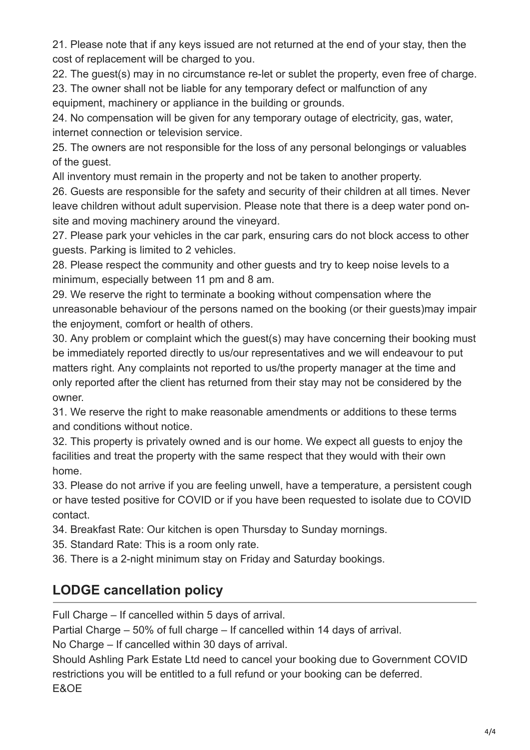21. Please note that if any keys issued are not returned at the end of your stay, then the cost of replacement will be charged to you.
22. The guest(s) may in no circumstance re-let or sublet the property, even free of charge.
23. The owner shall not be liable for any temporary defect or malfunction of any equipment, machinery or appliance in the building or grounds.
24. No compensation will be given for any temporary outage of electricity, gas, water, internet connection or television service.
25. The owners are not responsible for the loss of any personal belongings or valuables of the guest.
All inventory must remain in the property and not be taken to another property.
26. Guests are responsible for the safety and security of their children at all times. Never leave children without adult supervision. Please note that there is a deep water pond on-site and moving machinery around the vineyard.
27. Please park your vehicles in the car park, ensuring cars do not block access to other guests. Parking is limited to 2 vehicles.
28. Please respect the community and other guests and try to keep noise levels to a minimum, especially between 11 pm and 8 am.
29. We reserve the right to terminate a booking without compensation where the unreasonable behaviour of the persons named on the booking (or their guests)may impair the enjoyment, comfort or health of others.
30. Any problem or complaint which the guest(s) may have concerning their booking must be immediately reported directly to us/our representatives and we will endeavour to put matters right. Any complaints not reported to us/the property manager at the time and only reported after the client has returned from their stay may not be considered by the owner.
31. We reserve the right to make reasonable amendments or additions to these terms and conditions without notice.
32. This property is privately owned and is our home. We expect all guests to enjoy the facilities and treat the property with the same respect that they would with their own home.
33. Please do not arrive if you are feeling unwell, have a temperature, a persistent cough or have tested positive for COVID or if you have been requested to isolate due to COVID contact.
34. Breakfast Rate: Our kitchen is open Thursday to Sunday mornings.
35. Standard Rate: This is a room only rate.
36. There is a 2-night minimum stay on Friday and Saturday bookings.

## LODGE cancellation policy

Full Charge – If cancelled within 5 days of arrival.
Partial Charge – 50% of full charge – If cancelled within 14 days of arrival.
No Charge – If cancelled within 30 days of arrival.
Should Ashling Park Estate Ltd need to cancel your booking due to Government COVID restrictions you will be entitled to a full refund or your booking can be deferred.
E&OE